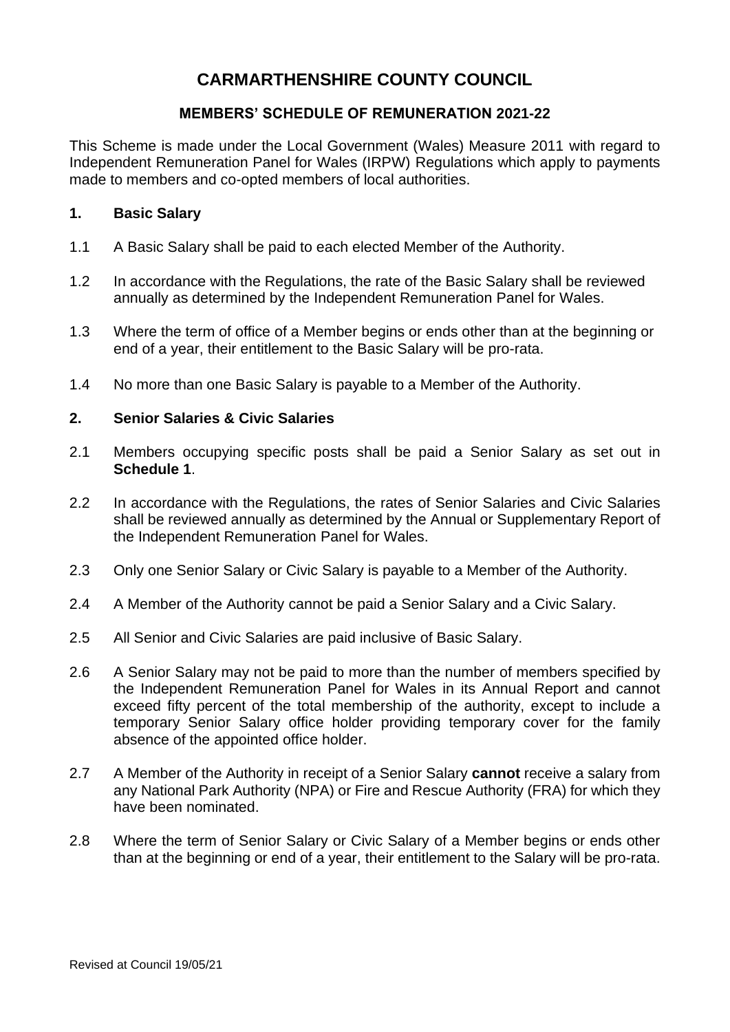# CARMARTHENSHIRE COUNTY COUNCIL

## MEMBERS' SCHEDULE OF REMUNERATION 2021-22

This Scheme is made under the Local Government (Wales) Measure 2011 with regard to Independent Remuneration Panel for Wales (IRPW) Regulations which apply to payments made to members and co-opted members of local authorities.

### 1. Basic Salary

1.1 A Basic Salary shall be paid to each elected Member of the Authority.

1.2 In accordance with the Regulations, the rate of the Basic Salary shall be reviewed annually as determined by the Independent Remuneration Panel for Wales.

1.3 Where the term of office of a Member begins or ends other than at the beginning or end of a year, their entitlement to the Basic Salary will be pro-rata.

1.4 No more than one Basic Salary is payable to a Member of the Authority.

### 2. Senior Salaries & Civic Salaries

2.1 Members occupying specific posts shall be paid a Senior Salary as set out in **Schedule 1**.

2.2 In accordance with the Regulations, the rates of Senior Salaries and Civic Salaries shall be reviewed annually as determined by the Annual or Supplementary Report of the Independent Remuneration Panel for Wales.

2.3 Only one Senior Salary or Civic Salary is payable to a Member of the Authority.

2.4 A Member of the Authority cannot be paid a Senior Salary and a Civic Salary.

2.5 All Senior and Civic Salaries are paid inclusive of Basic Salary.

2.6 A Senior Salary may not be paid to more than the number of members specified by the Independent Remuneration Panel for Wales in its Annual Report and cannot exceed fifty percent of the total membership of the authority, except to include a temporary Senior Salary office holder providing temporary cover for the family absence of the appointed office holder.

2.7 A Member of the Authority in receipt of a Senior Salary **cannot** receive a salary from any National Park Authority (NPA) or Fire and Rescue Authority (FRA) for which they have been nominated.

2.8 Where the term of Senior Salary or Civic Salary of a Member begins or ends other than at the beginning or end of a year, their entitlement to the Salary will be pro-rata.

Revised at Council 19/05/21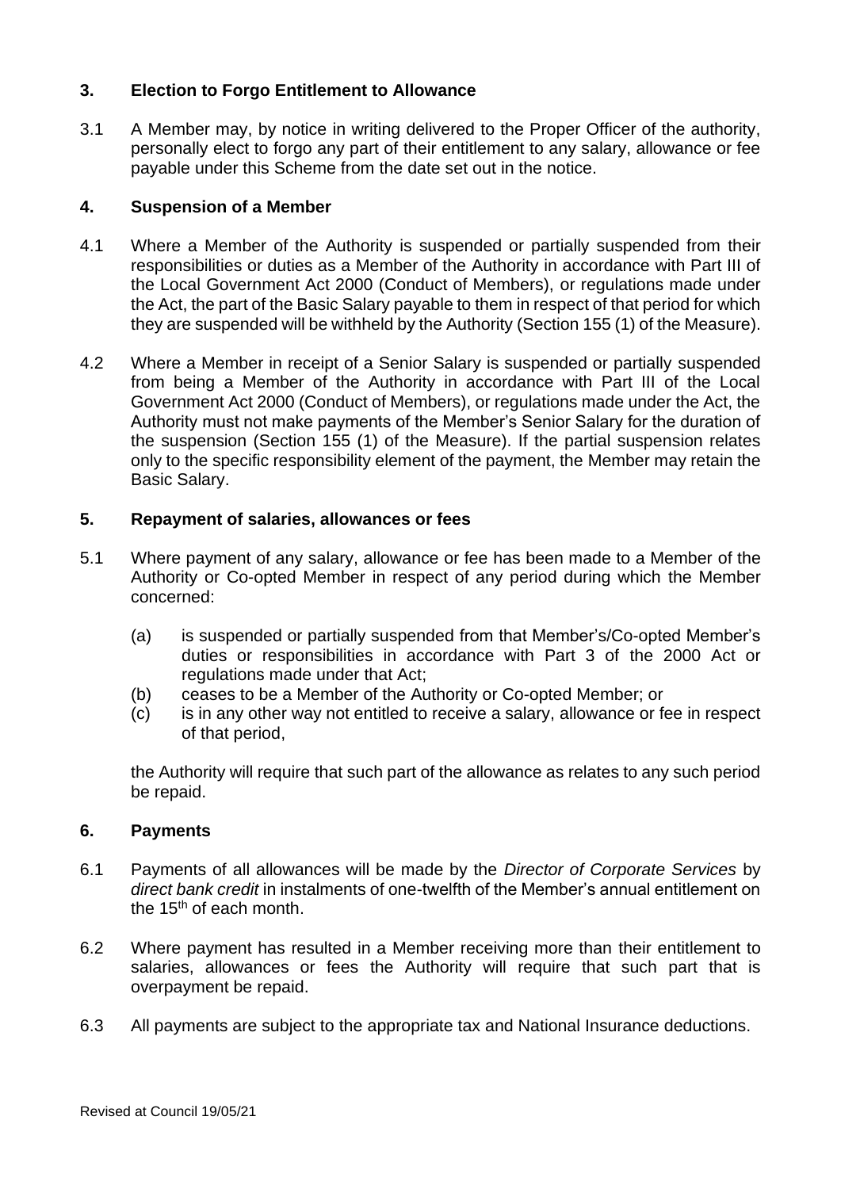## 3. Election to Forgo Entitlement to Allowance

3.1 A Member may, by notice in writing delivered to the Proper Officer of the authority, personally elect to forgo any part of their entitlement to any salary, allowance or fee payable under this Scheme from the date set out in the notice.

## 4. Suspension of a Member

4.1 Where a Member of the Authority is suspended or partially suspended from their responsibilities or duties as a Member of the Authority in accordance with Part III of the Local Government Act 2000 (Conduct of Members), or regulations made under the Act, the part of the Basic Salary payable to them in respect of that period for which they are suspended will be withheld by the Authority (Section 155 (1) of the Measure).

4.2 Where a Member in receipt of a Senior Salary is suspended or partially suspended from being a Member of the Authority in accordance with Part III of the Local Government Act 2000 (Conduct of Members), or regulations made under the Act, the Authority must not make payments of the Member's Senior Salary for the duration of the suspension (Section 155 (1) of the Measure). If the partial suspension relates only to the specific responsibility element of the payment, the Member may retain the Basic Salary.

## 5. Repayment of salaries, allowances or fees

5.1 Where payment of any salary, allowance or fee has been made to a Member of the Authority or Co-opted Member in respect of any period during which the Member concerned:

(a) is suspended or partially suspended from that Member's/Co-opted Member's duties or responsibilities in accordance with Part 3 of the 2000 Act or regulations made under that Act;
(b) ceases to be a Member of the Authority or Co-opted Member; or
(c) is in any other way not entitled to receive a salary, allowance or fee in respect of that period,

the Authority will require that such part of the allowance as relates to any such period be repaid.

## 6. Payments

6.1 Payments of all allowances will be made by the *Director of Corporate Services* by *direct bank credit* in instalments of one-twelfth of the Member's annual entitlement on the 15th of each month.

6.2 Where payment has resulted in a Member receiving more than their entitlement to salaries, allowances or fees the Authority will require that such part that is overpayment be repaid.

6.3 All payments are subject to the appropriate tax and National Insurance deductions.

Revised at Council 19/05/21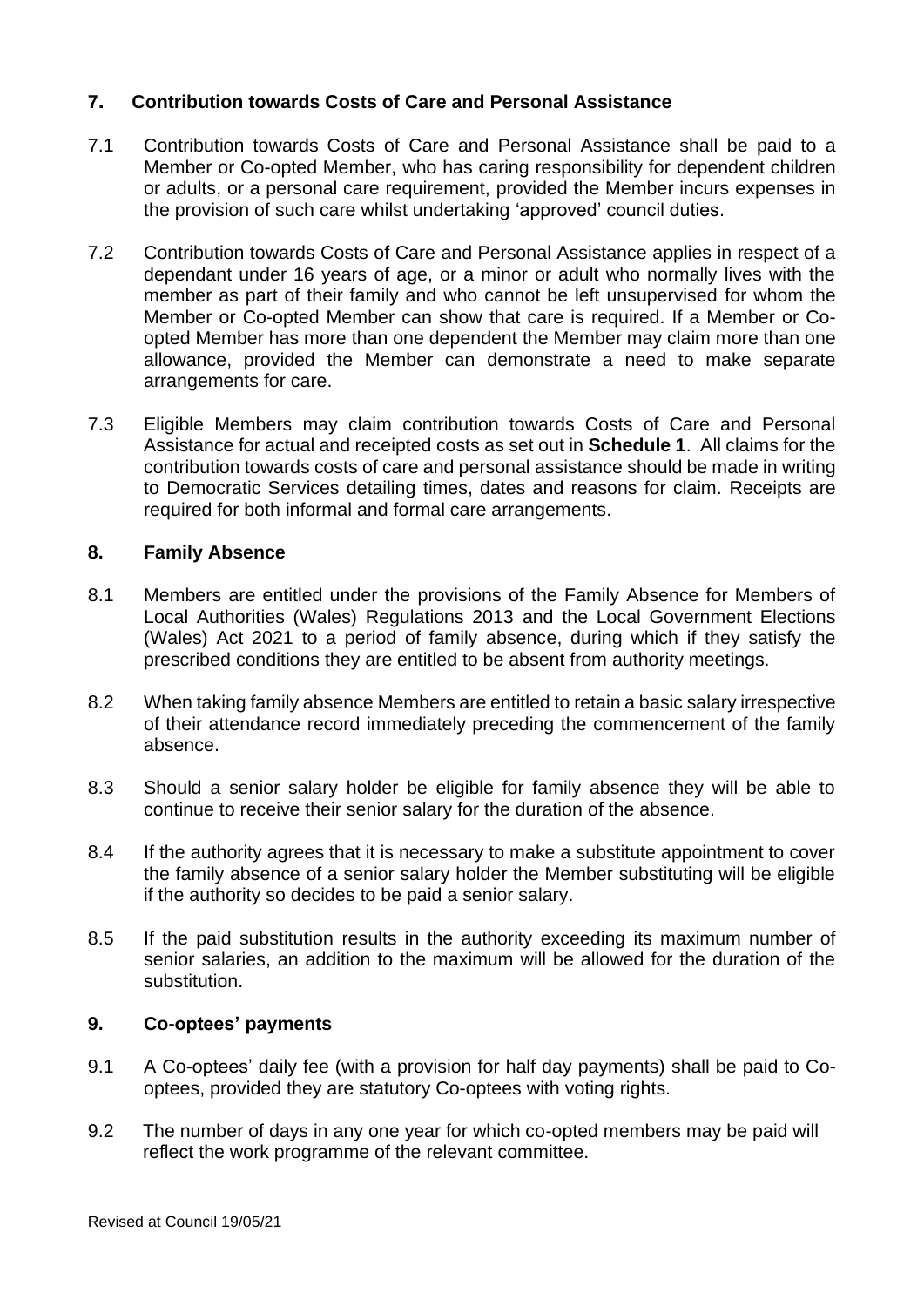## 7. Contribution towards Costs of Care and Personal Assistance

7.1 Contribution towards Costs of Care and Personal Assistance shall be paid to a Member or Co-opted Member, who has caring responsibility for dependent children or adults, or a personal care requirement, provided the Member incurs expenses in the provision of such care whilst undertaking 'approved' council duties.

7.2 Contribution towards Costs of Care and Personal Assistance applies in respect of a dependant under 16 years of age, or a minor or adult who normally lives with the member as part of their family and who cannot be left unsupervised for whom the Member or Co-opted Member can show that care is required. If a Member or Co-opted Member has more than one dependent the Member may claim more than one allowance, provided the Member can demonstrate a need to make separate arrangements for care.

7.3 Eligible Members may claim contribution towards Costs of Care and Personal Assistance for actual and receipted costs as set out in **Schedule 1**. All claims for the contribution towards costs of care and personal assistance should be made in writing to Democratic Services detailing times, dates and reasons for claim. Receipts are required for both informal and formal care arrangements.

## 8. Family Absence

8.1 Members are entitled under the provisions of the Family Absence for Members of Local Authorities (Wales) Regulations 2013 and the Local Government Elections (Wales) Act 2021 to a period of family absence, during which if they satisfy the prescribed conditions they are entitled to be absent from authority meetings.

8.2 When taking family absence Members are entitled to retain a basic salary irrespective of their attendance record immediately preceding the commencement of the family absence.

8.3 Should a senior salary holder be eligible for family absence they will be able to continue to receive their senior salary for the duration of the absence.

8.4 If the authority agrees that it is necessary to make a substitute appointment to cover the family absence of a senior salary holder the Member substituting will be eligible if the authority so decides to be paid a senior salary.

8.5 If the paid substitution results in the authority exceeding its maximum number of senior salaries, an addition to the maximum will be allowed for the duration of the substitution.

## 9. Co-optees' payments

9.1 A Co-optees' daily fee (with a provision for half day payments) shall be paid to Co-optees, provided they are statutory Co-optees with voting rights.

9.2 The number of days in any one year for which co-opted members may be paid will reflect the work programme of the relevant committee.

Revised at Council 19/05/21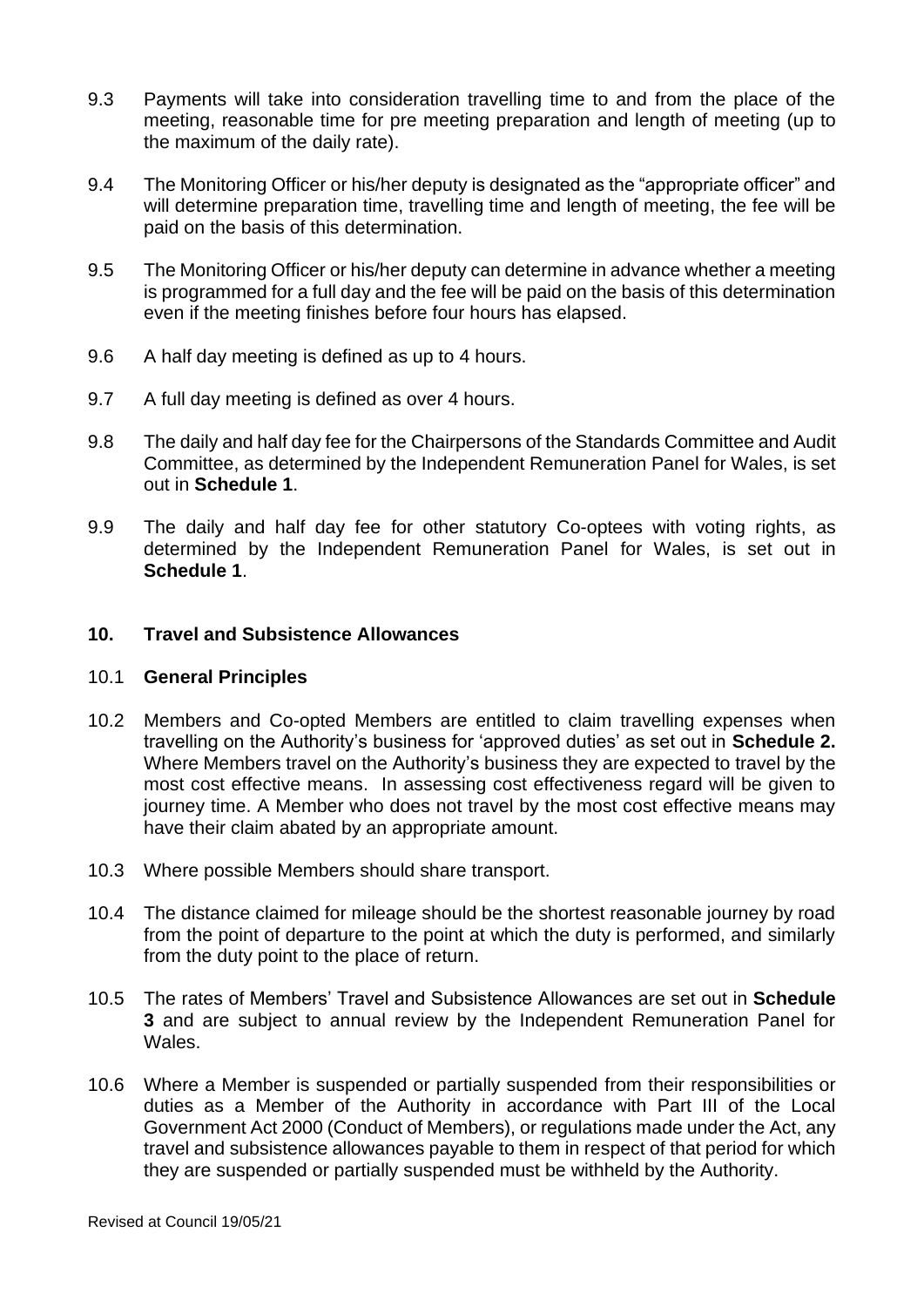9.3 Payments will take into consideration travelling time to and from the place of the meeting, reasonable time for pre meeting preparation and length of meeting (up to the maximum of the daily rate).

9.4 The Monitoring Officer or his/her deputy is designated as the "appropriate officer" and will determine preparation time, travelling time and length of meeting, the fee will be paid on the basis of this determination.

9.5 The Monitoring Officer or his/her deputy can determine in advance whether a meeting is programmed for a full day and the fee will be paid on the basis of this determination even if the meeting finishes before four hours has elapsed.

9.6 A half day meeting is defined as up to 4 hours.

9.7 A full day meeting is defined as over 4 hours.

9.8 The daily and half day fee for the Chairpersons of the Standards Committee and Audit Committee, as determined by the Independent Remuneration Panel for Wales, is set out in **Schedule 1**.

9.9 The daily and half day fee for other statutory Co-optees with voting rights, as determined by the Independent Remuneration Panel for Wales, is set out in **Schedule 1**.

## 10. Travel and Subsistence Allowances

### 10.1 General Principles

10.2 Members and Co-opted Members are entitled to claim travelling expenses when travelling on the Authority's business for 'approved duties' as set out in **Schedule 2.** Where Members travel on the Authority's business they are expected to travel by the most cost effective means. In assessing cost effectiveness regard will be given to journey time. A Member who does not travel by the most cost effective means may have their claim abated by an appropriate amount.

10.3 Where possible Members should share transport.

10.4 The distance claimed for mileage should be the shortest reasonable journey by road from the point of departure to the point at which the duty is performed, and similarly from the duty point to the place of return.

10.5 The rates of Members' Travel and Subsistence Allowances are set out in **Schedule 3** and are subject to annual review by the Independent Remuneration Panel for Wales.

10.6 Where a Member is suspended or partially suspended from their responsibilities or duties as a Member of the Authority in accordance with Part III of the Local Government Act 2000 (Conduct of Members), or regulations made under the Act, any travel and subsistence allowances payable to them in respect of that period for which they are suspended or partially suspended must be withheld by the Authority.

Revised at Council 19/05/21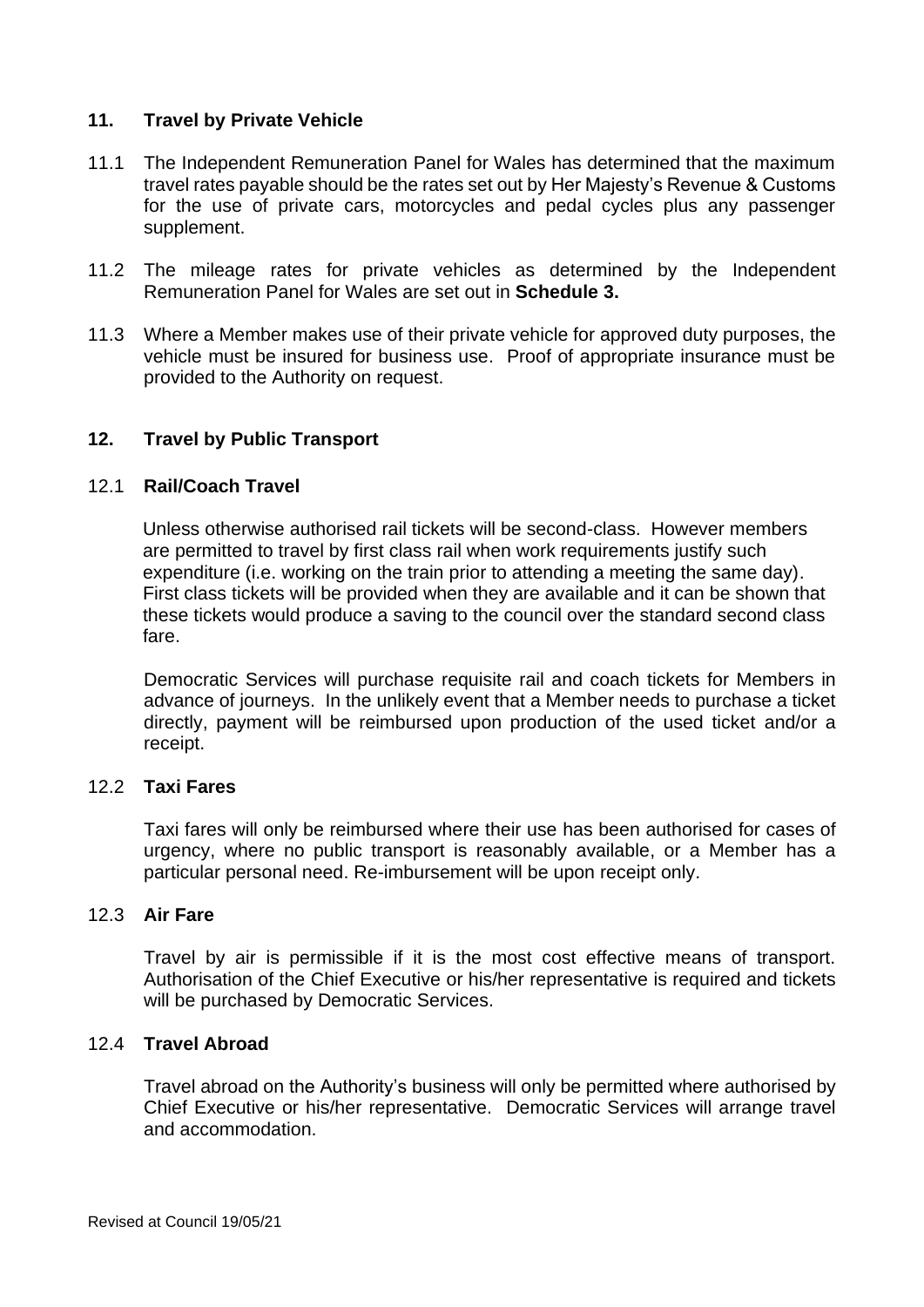## 11. Travel by Private Vehicle

11.1 The Independent Remuneration Panel for Wales has determined that the maximum travel rates payable should be the rates set out by Her Majesty's Revenue & Customs for the use of private cars, motorcycles and pedal cycles plus any passenger supplement.

11.2 The mileage rates for private vehicles as determined by the Independent Remuneration Panel for Wales are set out in **Schedule 3.**

11.3 Where a Member makes use of their private vehicle for approved duty purposes, the vehicle must be insured for business use. Proof of appropriate insurance must be provided to the Authority on request.

## 12. Travel by Public Transport

### 12.1 Rail/Coach Travel

Unless otherwise authorised rail tickets will be second-class. However members are permitted to travel by first class rail when work requirements justify such expenditure (i.e. working on the train prior to attending a meeting the same day). First class tickets will be provided when they are available and it can be shown that these tickets would produce a saving to the council over the standard second class fare.

Democratic Services will purchase requisite rail and coach tickets for Members in advance of journeys. In the unlikely event that a Member needs to purchase a ticket directly, payment will be reimbursed upon production of the used ticket and/or a receipt.

### 12.2 Taxi Fares

Taxi fares will only be reimbursed where their use has been authorised for cases of urgency, where no public transport is reasonably available, or a Member has a particular personal need. Re-imbursement will be upon receipt only.

### 12.3 Air Fare

Travel by air is permissible if it is the most cost effective means of transport. Authorisation of the Chief Executive or his/her representative is required and tickets will be purchased by Democratic Services.

### 12.4 Travel Abroad

Travel abroad on the Authority's business will only be permitted where authorised by Chief Executive or his/her representative. Democratic Services will arrange travel and accommodation.

Revised at Council 19/05/21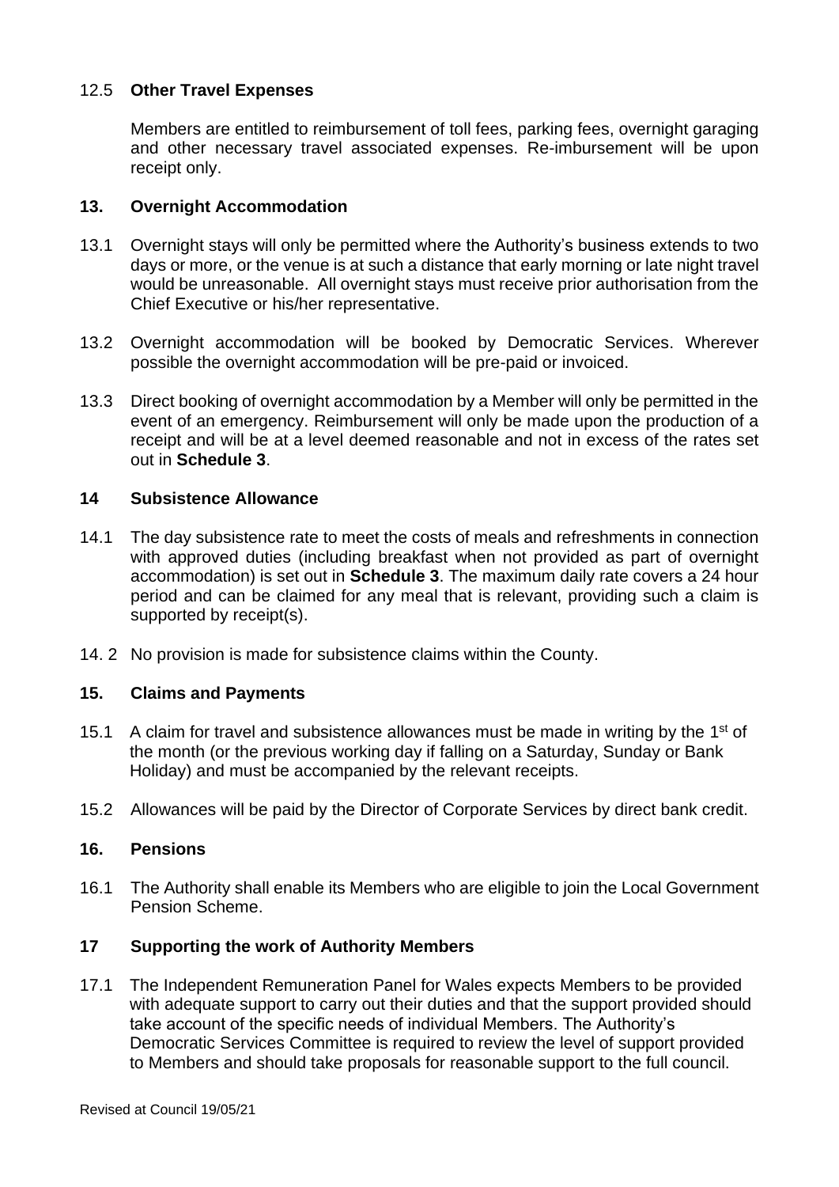### 12.5 **Other Travel Expenses**

Members are entitled to reimbursement of toll fees, parking fees, overnight garaging and other necessary travel associated expenses. Re-imbursement will be upon receipt only.

## 13. Overnight Accommodation

13.1 Overnight stays will only be permitted where the Authority's business extends to two days or more, or the venue is at such a distance that early morning or late night travel would be unreasonable. All overnight stays must receive prior authorisation from the Chief Executive or his/her representative.

13.2 Overnight accommodation will be booked by Democratic Services. Wherever possible the overnight accommodation will be pre-paid or invoiced.

13.3 Direct booking of overnight accommodation by a Member will only be permitted in the event of an emergency. Reimbursement will only be made upon the production of a receipt and will be at a level deemed reasonable and not in excess of the rates set out in **Schedule 3**.

## 14 Subsistence Allowance

14.1 The day subsistence rate to meet the costs of meals and refreshments in connection with approved duties (including breakfast when not provided as part of overnight accommodation) is set out in **Schedule 3**. The maximum daily rate covers a 24 hour period and can be claimed for any meal that is relevant, providing such a claim is supported by receipt(s).

14. 2 No provision is made for subsistence claims within the County.

## 15. Claims and Payments

15.1 A claim for travel and subsistence allowances must be made in writing by the 1st of the month (or the previous working day if falling on a Saturday, Sunday or Bank Holiday) and must be accompanied by the relevant receipts.

15.2 Allowances will be paid by the Director of Corporate Services by direct bank credit.

## 16. Pensions

16.1 The Authority shall enable its Members who are eligible to join the Local Government Pension Scheme.

## 17 Supporting the work of Authority Members

17.1 The Independent Remuneration Panel for Wales expects Members to be provided with adequate support to carry out their duties and that the support provided should take account of the specific needs of individual Members. The Authority's Democratic Services Committee is required to review the level of support provided to Members and should take proposals for reasonable support to the full council.

Revised at Council 19/05/21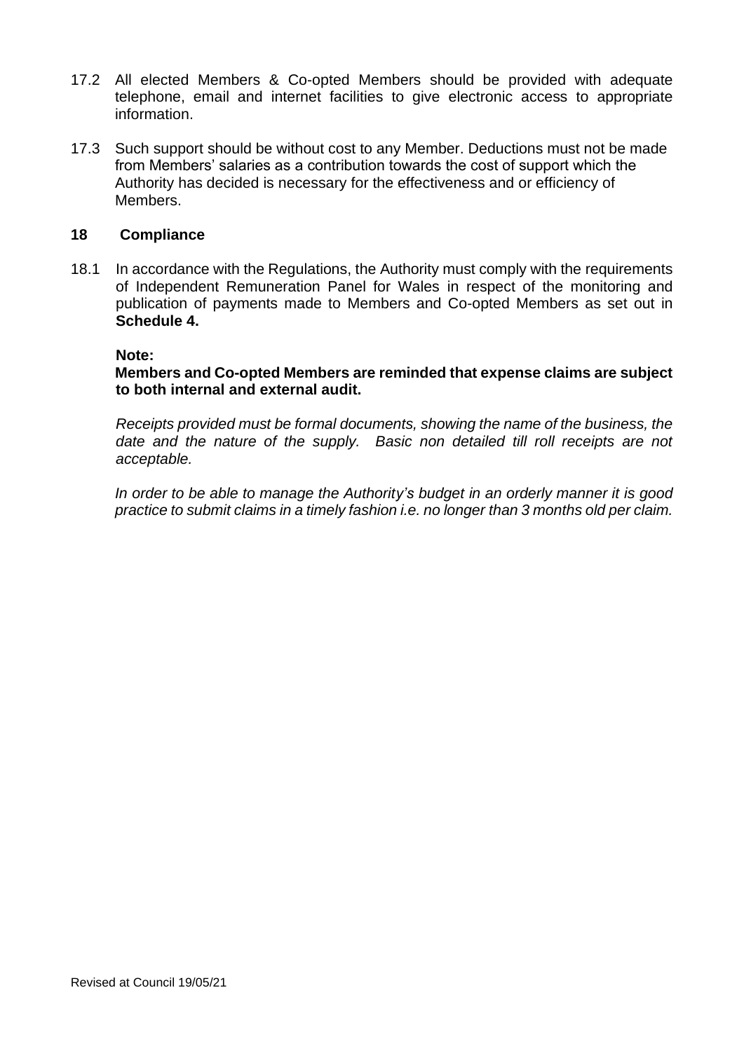17.2 All elected Members & Co-opted Members should be provided with adequate telephone, email and internet facilities to give electronic access to appropriate information.

17.3 Such support should be without cost to any Member. Deductions must not be made from Members' salaries as a contribution towards the cost of support which the Authority has decided is necessary for the effectiveness and or efficiency of Members.

## 18 Compliance

18.1 In accordance with the Regulations, the Authority must comply with the requirements of Independent Remuneration Panel for Wales in respect of the monitoring and publication of payments made to Members and Co-opted Members as set out in **Schedule 4.**

**Note:**
**Members and Co-opted Members are reminded that expense claims are subject to both internal and external audit.**

*Receipts provided must be formal documents, showing the name of the business, the date and the nature of the supply. Basic non detailed till roll receipts are not acceptable.*

*In order to be able to manage the Authority's budget in an orderly manner it is good practice to submit claims in a timely fashion i.e. no longer than 3 months old per claim.*

Revised at Council 19/05/21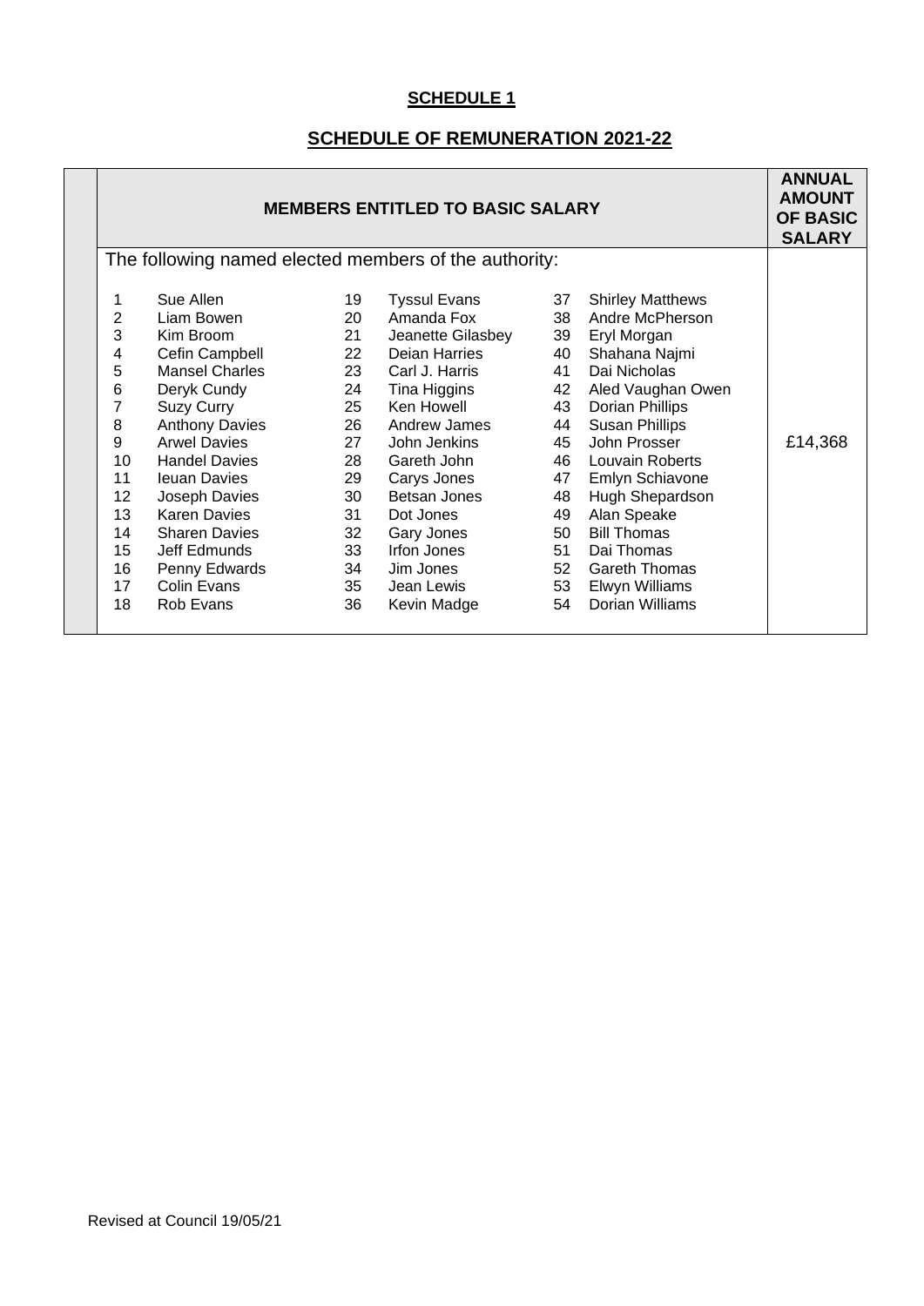**SCHEDULE 1**

**SCHEDULE OF REMUNERATION 2021-22**

| MEMBERS ENTITLED TO BASIC SALARY | | | | | | ANNUAL AMOUNT OF BASIC SALARY |
|---|---|---|---|---|---|---|
| The following named elected members of the authority: | | | | | | |
| 1 | Sue Allen | 19 | Tyssul Evans | 37 | Shirley Matthews | £14,368 |
| 2 | Liam Bowen | 20 | Amanda Fox | 38 | Andre McPherson | |
| 3 | Kim Broom | 21 | Jeanette Gilasbey | 39 | Eryl Morgan | |
| 4 | Cefin Campbell | 22 | Deian Harries | 40 | Shahana Najmi | |
| 5 | Mansel Charles | 23 | Carl J. Harris | 41 | Dai Nicholas | |
| 6 | Deryk Cundy | 24 | Tina Higgins | 42 | Aled Vaughan Owen | |
| 7 | Suzy Curry | 25 | Ken Howell | 43 | Dorian Phillips | |
| 8 | Anthony Davies | 26 | Andrew James | 44 | Susan Phillips | |
| 9 | Arwel Davies | 27 | John Jenkins | 45 | John Prosser | |
| 10 | Handel Davies | 28 | Gareth John | 46 | Louvain Roberts | |
| 11 | Ieuan Davies | 29 | Carys Jones | 47 | Emlyn Schiavone | |
| 12 | Joseph Davies | 30 | Betsan Jones | 48 | Hugh Shepardson | |
| 13 | Karen Davies | 31 | Dot Jones | 49 | Alan Speake | |
| 14 | Sharen Davies | 32 | Gary Jones | 50 | Bill Thomas | |
| 15 | Jeff Edmunds | 33 | Irfon Jones | 51 | Dai Thomas | |
| 16 | Penny Edwards | 34 | Jim Jones | 52 | Gareth Thomas | |
| 17 | Colin Evans | 35 | Jean Lewis | 53 | Elwyn Williams | |
| 18 | Rob Evans | 36 | Kevin Madge | 54 | Dorian Williams | |

Revised at Council 19/05/21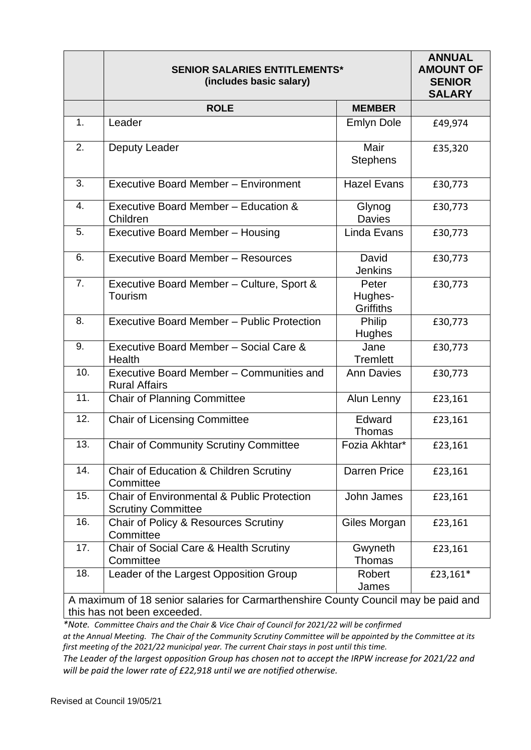| | **SENIOR SALARIES ENTITLEMENTS* (includes basic salary)** | | **ANNUAL AMOUNT OF SENIOR SALARY** |
|---|---|---|---|
| | **ROLE** | **MEMBER** | |
| 1. | Leader | Emlyn Dole | £49,974 |
| 2. | Deputy Leader | Mair Stephens | £35,320 |
| 3. | Executive Board Member – Environment | Hazel Evans | £30,773 |
| 4. | Executive Board Member – Education & Children | Glynog Davies | £30,773 |
| 5. | Executive Board Member – Housing | Linda Evans | £30,773 |
| 6. | Executive Board Member – Resources | David Jenkins | £30,773 |
| 7. | Executive Board Member – Culture, Sport & Tourism | Peter Hughes-Griffiths | £30,773 |
| 8. | Executive Board Member – Public Protection | Philip Hughes | £30,773 |
| 9. | Executive Board Member – Social Care & Health | Jane Tremlett | £30,773 |
| 10. | Executive Board Member – Communities and Rural Affairs | Ann Davies | £30,773 |
| 11. | Chair of Planning Committee | Alun Lenny | £23,161 |
| 12. | Chair of Licensing Committee | Edward Thomas | £23,161 |
| 13. | Chair of Community Scrutiny Committee | Fozia Akhtar* | £23,161 |
| 14. | Chair of Education & Children Scrutiny Committee | Darren Price | £23,161 |
| 15. | Chair of Environmental & Public Protection Scrutiny Committee | John James | £23,161 |
| 16. | Chair of Policy & Resources Scrutiny Committee | Giles Morgan | £23,161 |
| 17. | Chair of Social Care & Health Scrutiny Committee | Gwyneth Thomas | £23,161 |
| 18. | Leader of the Largest Opposition Group | Robert James | £23,161* |
| A maximum of 18 senior salaries for Carmarthenshire County Council may be paid and this has not been exceeded. | | | |

*\*Note. Committee Chairs and the Chair & Vice Chair of Council for 2021/22 will be confirmed at the Annual Meeting. The Chair of the Community Scrutiny Committee will be appointed by the Committee at its first meeting of the 2021/22 municipal year. The current Chair stays in post until this time.*

*The Leader of the largest opposition Group has chosen not to accept the IRPW increase for 2021/22 and will be paid the lower rate of £22,918 until we are notified otherwise.*

Revised at Council 19/05/21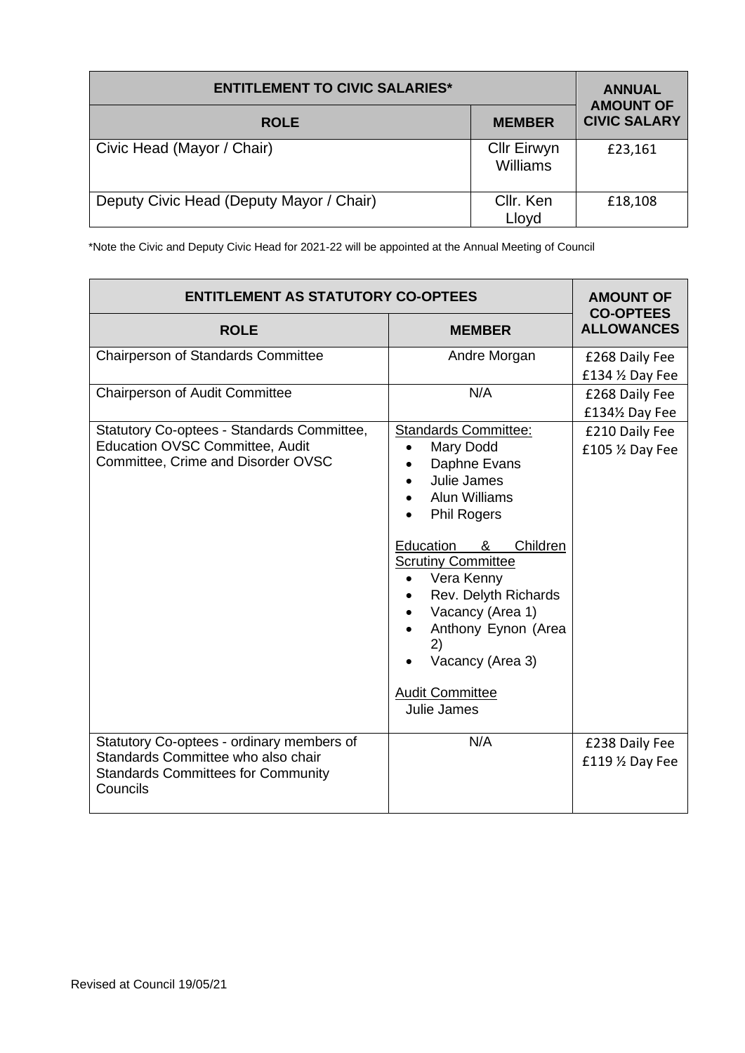| ENTITLEMENT TO CIVIC SALARIES* | | ANNUAL AMOUNT OF CIVIC SALARY |
|---|---|---|
| **ROLE** | **MEMBER** | |
| Civic Head (Mayor / Chair) | Cllr Eirwyn Williams | £23,161 |
| Deputy Civic Head (Deputy Mayor / Chair) | Cllr. Ken Lloyd | £18,108 |

*Note the Civic and Deputy Civic Head for 2021-22 will be appointed at the Annual Meeting of Council

| ENTITLEMENT AS STATUTORY CO-OPTEES | | AMOUNT OF CO-OPTEES ALLOWANCES |
|---|---|---|
| **ROLE** | **MEMBER** | |
| Chairperson of Standards Committee | Andre Morgan | £268 Daily Fee<br>£134 ½ Day Fee |
| Chairperson of Audit Committee | N/A | £268 Daily Fee<br>£134½ Day Fee |
| Statutory Co-optees - Standards Committee, Education OVSC Committee, Audit Committee, Crime and Disorder OVSC | Standards Committee:<br>• Mary Dodd<br>• Daphne Evans<br>• Julie James<br>• Alun Williams<br>• Phil Rogers<br><br>Education & Children Scrutiny Committee<br>• Vera Kenny<br>• Rev. Delyth Richards<br>• Vacancy (Area 1)<br>• Anthony Eynon (Area 2)<br>• Vacancy (Area 3)<br><br>Audit Committee<br>Julie James | £210 Daily Fee<br>£105 ½ Day Fee |
| Statutory Co-optees - ordinary members of Standards Committee who also chair Standards Committees for Community Councils | N/A | £238 Daily Fee<br>£119 ½ Day Fee |

Revised at Council 19/05/21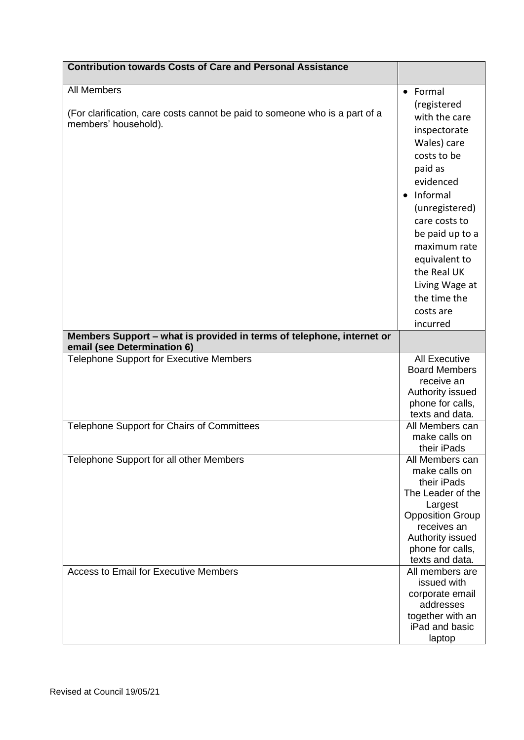| Contribution towards Costs of Care and Personal Assistance | |
|---|---|
| All Members<br><br>(For clarification, care costs cannot be paid to someone who is a part of a members' household). | • Formal (registered with the care inspectorate Wales) care costs to be paid as evidenced<br>• Informal (unregistered) care costs to be paid up to a maximum rate equivalent to the Real UK Living Wage at the time the costs are incurred |
| **Members Support – what is provided in terms of telephone, internet or email (see Determination 6)** | |
| Telephone Support for Executive Members | All Executive Board Members receive an Authority issued phone for calls, texts and data. |
| Telephone Support for Chairs of Committees | All Members can make calls on their iPads |
| Telephone Support for all other Members | All Members can make calls on their iPads<br>The Leader of the Largest Opposition Group receives an Authority issued phone for calls, texts and data. |
| Access to Email for Executive Members | All members are issued with corporate email addresses together with an iPad and basic laptop |

Revised at Council 19/05/21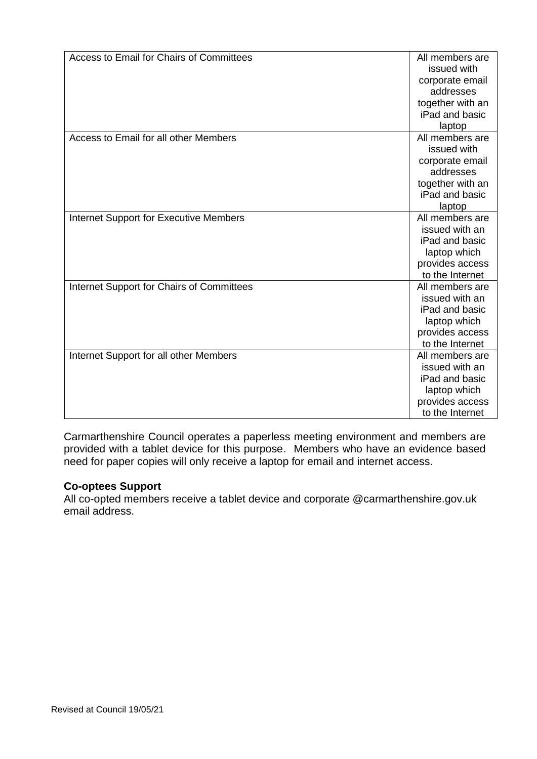| | |
|---|---|
| Access to Email for Chairs of Committees | All members are issued with corporate email addresses together with an iPad and basic laptop |
| Access to Email for all other Members | All members are issued with corporate email addresses together with an iPad and basic laptop |
| Internet Support for Executive Members | All members are issued with an iPad and basic laptop which provides access to the Internet |
| Internet Support for Chairs of Committees | All members are issued with an iPad and basic laptop which provides access to the Internet |
| Internet Support for all other Members | All members are issued with an iPad and basic laptop which provides access to the Internet |

Carmarthenshire Council operates a paperless meeting environment and members are provided with a tablet device for this purpose. Members who have an evidence based need for paper copies will only receive a laptop for email and internet access.

**Co-optees Support**
All co-opted members receive a tablet device and corporate @carmarthenshire.gov.uk email address.

Revised at Council 19/05/21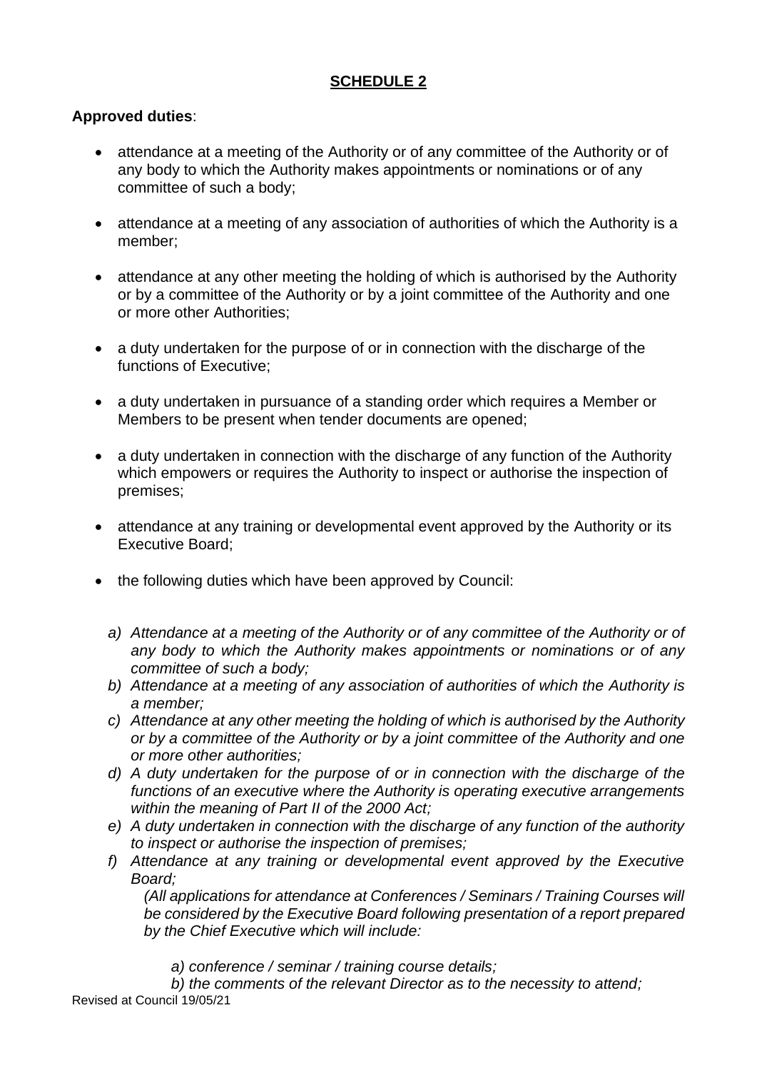**SCHEDULE 2**

**Approved duties**:

- attendance at a meeting of the Authority or of any committee of the Authority or of any body to which the Authority makes appointments or nominations or of any committee of such a body;
- attendance at a meeting of any association of authorities of which the Authority is a member;
- attendance at any other meeting the holding of which is authorised by the Authority or by a committee of the Authority or by a joint committee of the Authority and one or more other Authorities;
- a duty undertaken for the purpose of or in connection with the discharge of the functions of Executive;
- a duty undertaken in pursuance of a standing order which requires a Member or Members to be present when tender documents are opened;
- a duty undertaken in connection with the discharge of any function of the Authority which empowers or requires the Authority to inspect or authorise the inspection of premises;
- attendance at any training or developmental event approved by the Authority or its Executive Board;
- the following duties which have been approved by Council:

   a) *Attendance at a meeting of the Authority or of any committee of the Authority or of any body to which the Authority makes appointments or nominations or of any committee of such a body;*
   b) *Attendance at a meeting of any association of authorities of which the Authority is a member;*
   c) *Attendance at any other meeting the holding of which is authorised by the Authority or by a committee of the Authority or by a joint committee of the Authority and one or more other authorities;*
   d) *A duty undertaken for the purpose of or in connection with the discharge of the functions of an executive where the Authority is operating executive arrangements within the meaning of Part II of the 2000 Act;*
   e) *A duty undertaken in connection with the discharge of any function of the authority to inspect or authorise the inspection of premises;*
   f) *Attendance at any training or developmental event approved by the Executive Board;*
      *(All applications for attendance at Conferences / Seminars / Training Courses will be considered by the Executive Board following presentation of a report prepared by the Chief Executive which will include:*

      *a) conference / seminar / training course details;*
      *b) the comments of the relevant Director as to the necessity to attend;*

Revised at Council 19/05/21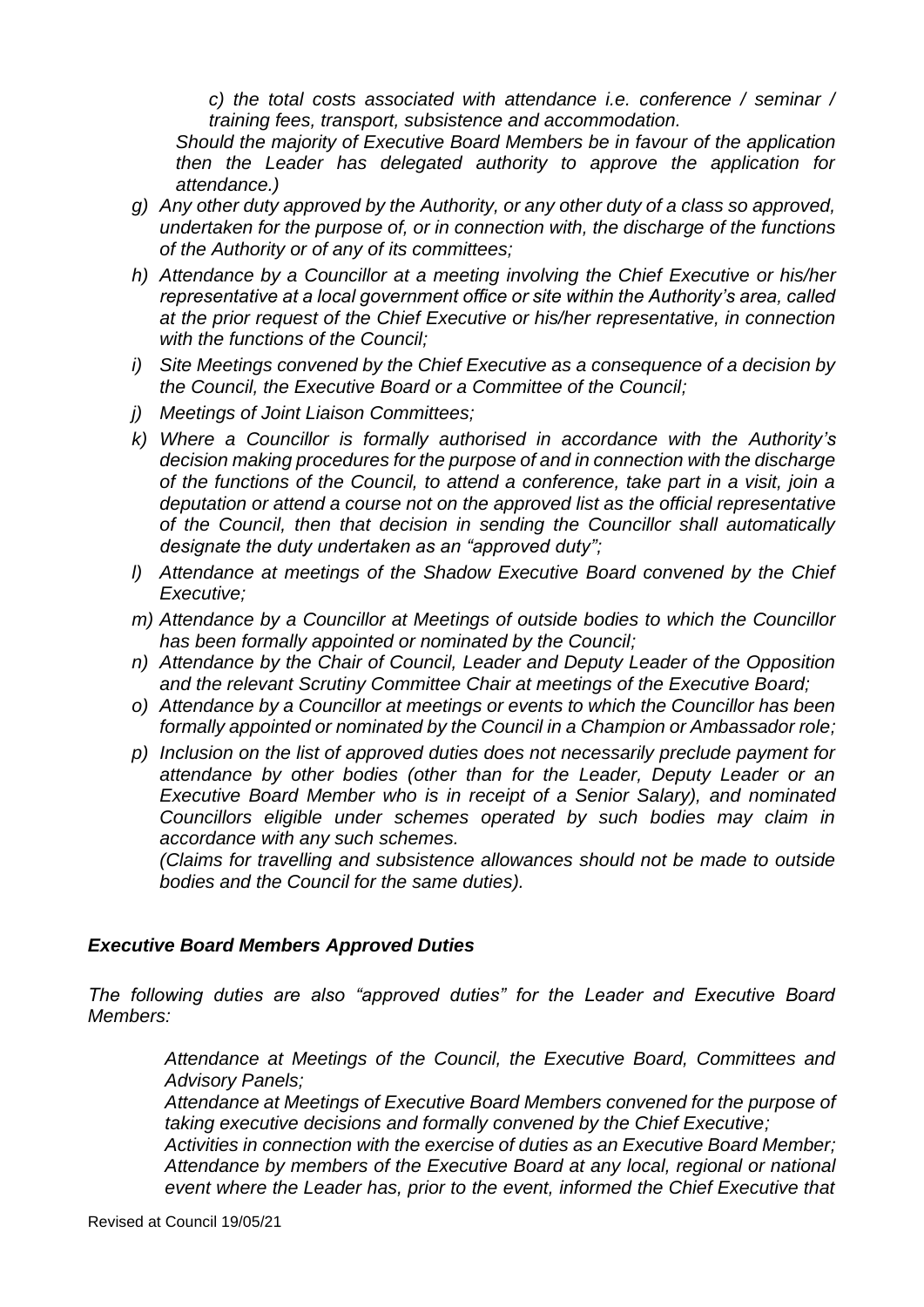*c) the total costs associated with attendance i.e. conference / seminar / training fees, transport, subsistence and accommodation.*

*Should the majority of Executive Board Members be in favour of the application then the Leader has delegated authority to approve the application for attendance.)*

- *g) Any other duty approved by the Authority, or any other duty of a class so approved, undertaken for the purpose of, or in connection with, the discharge of the functions of the Authority or of any of its committees;*
- *h) Attendance by a Councillor at a meeting involving the Chief Executive or his/her representative at a local government office or site within the Authority's area, called at the prior request of the Chief Executive or his/her representative, in connection with the functions of the Council;*
- *i) Site Meetings convened by the Chief Executive as a consequence of a decision by the Council, the Executive Board or a Committee of the Council;*
- *j) Meetings of Joint Liaison Committees;*
- *k) Where a Councillor is formally authorised in accordance with the Authority's decision making procedures for the purpose of and in connection with the discharge of the functions of the Council, to attend a conference, take part in a visit, join a deputation or attend a course not on the approved list as the official representative of the Council, then that decision in sending the Councillor shall automatically designate the duty undertaken as an "approved duty";*
- *l) Attendance at meetings of the Shadow Executive Board convened by the Chief Executive;*
- *m) Attendance by a Councillor at Meetings of outside bodies to which the Councillor has been formally appointed or nominated by the Council;*
- *n) Attendance by the Chair of Council, Leader and Deputy Leader of the Opposition and the relevant Scrutiny Committee Chair at meetings of the Executive Board;*
- *o) Attendance by a Councillor at meetings or events to which the Councillor has been formally appointed or nominated by the Council in a Champion or Ambassador role;*
- *p) Inclusion on the list of approved duties does not necessarily preclude payment for attendance by other bodies (other than for the Leader, Deputy Leader or an Executive Board Member who is in receipt of a Senior Salary), and nominated Councillors eligible under schemes operated by such bodies may claim in accordance with any such schemes.*

  *(Claims for travelling and subsistence allowances should not be made to outside bodies and the Council for the same duties).*

### *Executive Board Members Approved Duties*

*The following duties are also "approved duties" for the Leader and Executive Board Members:*

*Attendance at Meetings of the Council, the Executive Board, Committees and Advisory Panels;*

*Attendance at Meetings of Executive Board Members convened for the purpose of taking executive decisions and formally convened by the Chief Executive;*

*Activities in connection with the exercise of duties as an Executive Board Member;*

*Attendance by members of the Executive Board at any local, regional or national event where the Leader has, prior to the event, informed the Chief Executive that*

Revised at Council 19/05/21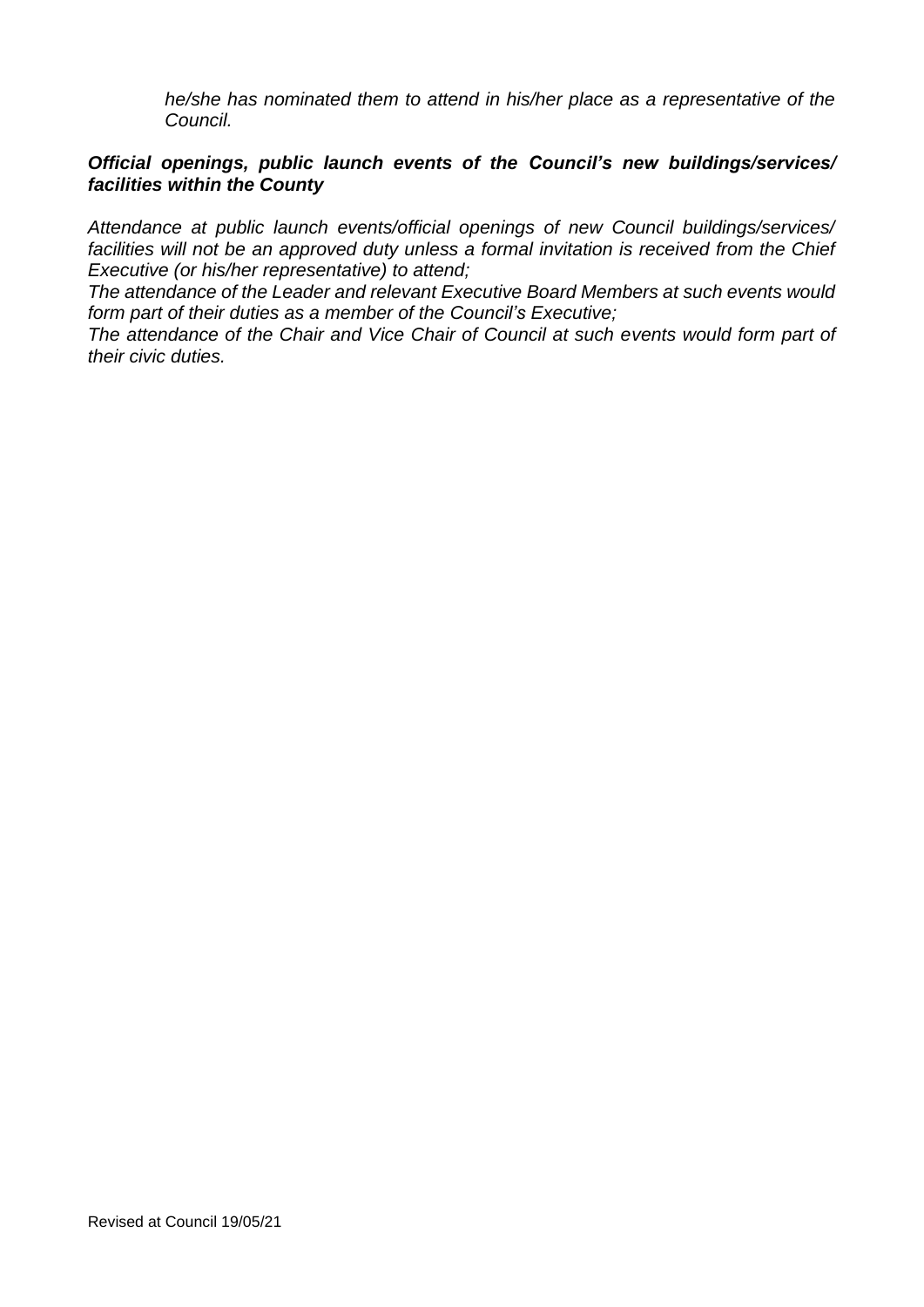*he/she has nominated them to attend in his/her place as a representative of the Council.*

***Official openings, public launch events of the Council's new buildings/services/ facilities within the County***

*Attendance at public launch events/official openings of new Council buildings/services/ facilities will not be an approved duty unless a formal invitation is received from the Chief Executive (or his/her representative) to attend;*
*The attendance of the Leader and relevant Executive Board Members at such events would form part of their duties as a member of the Council's Executive;*
*The attendance of the Chair and Vice Chair of Council at such events would form part of their civic duties.*

Revised at Council 19/05/21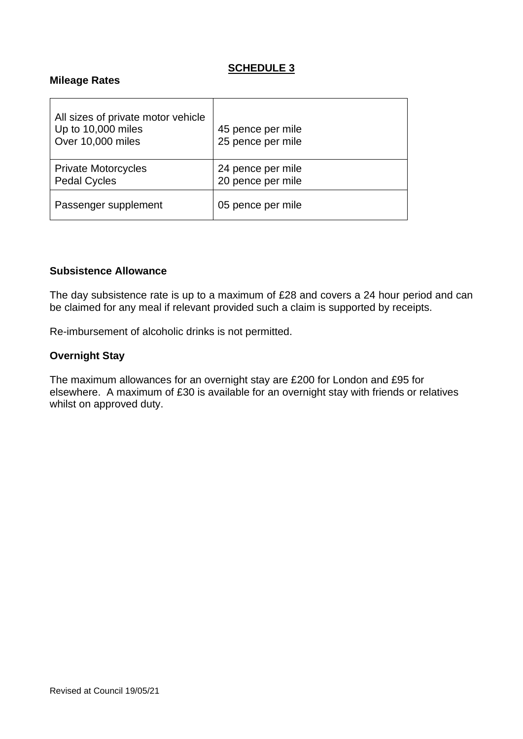## SCHEDULE 3

### Mileage Rates

| | |
|---|---|
| All sizes of private motor vehicle<br>Up to 10,000 miles<br>Over 10,000 miles | <br>45 pence per mile<br>25 pence per mile |
| Private Motorcycles<br>Pedal Cycles | 24 pence per mile<br>20 pence per mile |
| Passenger supplement | 05 pence per mile |

### Subsistence Allowance

The day subsistence rate is up to a maximum of £28 and covers a 24 hour period and can be claimed for any meal if relevant provided such a claim is supported by receipts.

Re-imbursement of alcoholic drinks is not permitted.

### Overnight Stay

The maximum allowances for an overnight stay are £200 for London and £95 for elsewhere. A maximum of £30 is available for an overnight stay with friends or relatives whilst on approved duty.

Revised at Council 19/05/21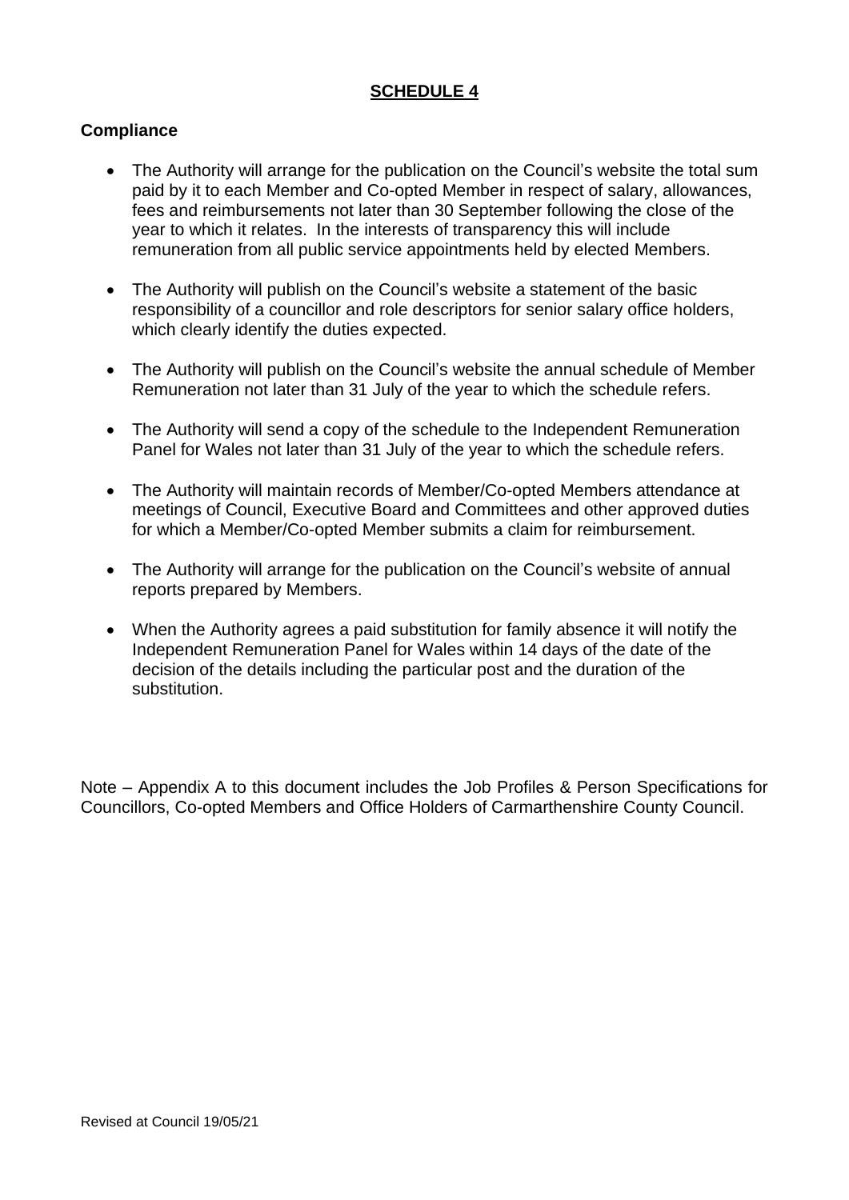# SCHEDULE 4

## Compliance

- The Authority will arrange for the publication on the Council's website the total sum paid by it to each Member and Co-opted Member in respect of salary, allowances, fees and reimbursements not later than 30 September following the close of the year to which it relates. In the interests of transparency this will include remuneration from all public service appointments held by elected Members.
- The Authority will publish on the Council's website a statement of the basic responsibility of a councillor and role descriptors for senior salary office holders, which clearly identify the duties expected.
- The Authority will publish on the Council's website the annual schedule of Member Remuneration not later than 31 July of the year to which the schedule refers.
- The Authority will send a copy of the schedule to the Independent Remuneration Panel for Wales not later than 31 July of the year to which the schedule refers.
- The Authority will maintain records of Member/Co-opted Members attendance at meetings of Council, Executive Board and Committees and other approved duties for which a Member/Co-opted Member submits a claim for reimbursement.
- The Authority will arrange for the publication on the Council's website of annual reports prepared by Members.
- When the Authority agrees a paid substitution for family absence it will notify the Independent Remuneration Panel for Wales within 14 days of the date of the decision of the details including the particular post and the duration of the substitution.

Note – Appendix A to this document includes the Job Profiles & Person Specifications for Councillors, Co-opted Members and Office Holders of Carmarthenshire County Council.

Revised at Council 19/05/21